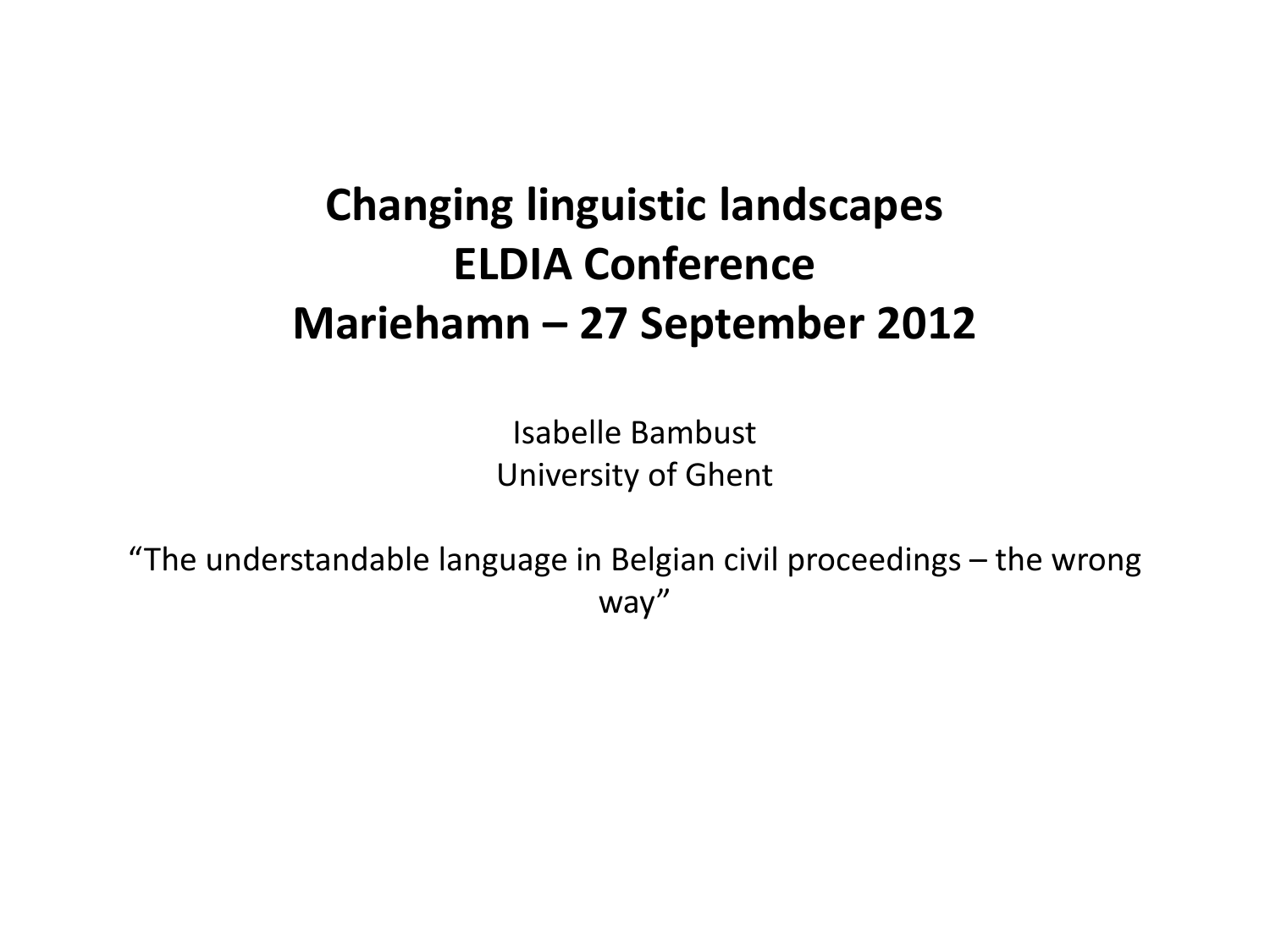# Changing linguistic landscapes
# ELDIA Conference
# Mariehamn – 27 September 2012

Isabelle Bambust
University of Ghent

"The understandable language in Belgian civil proceedings – the wrong way"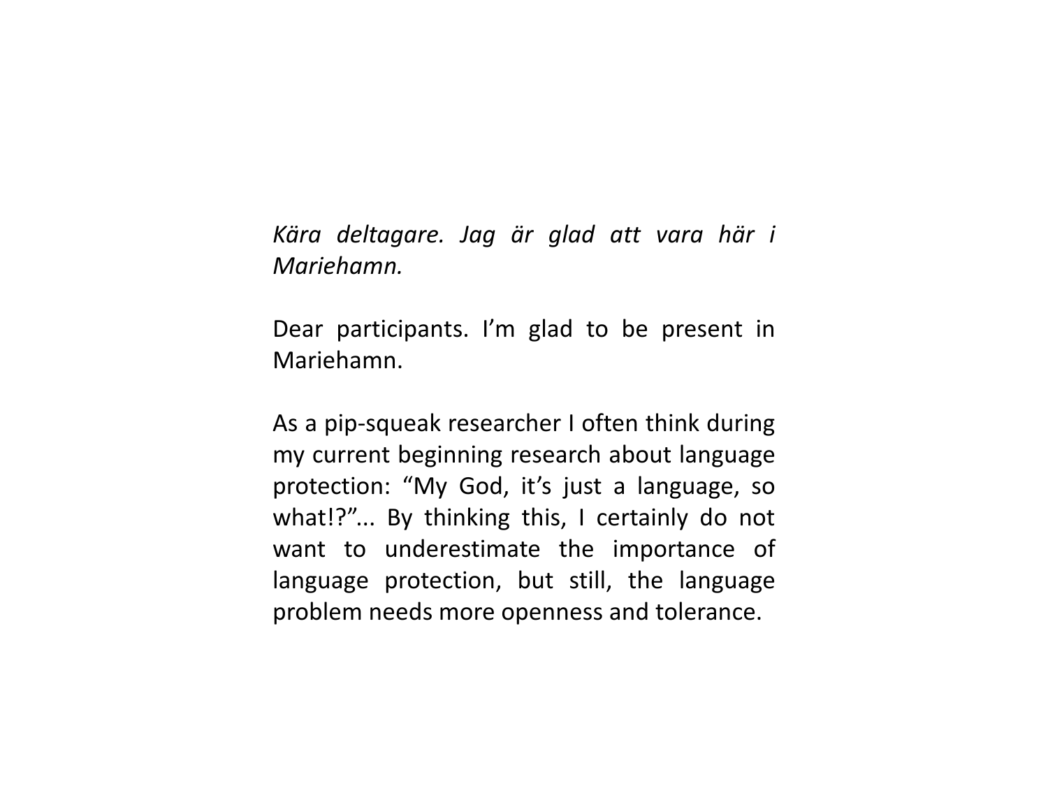*Kära deltagare. Jag är glad att vara här i Mariehamn.*

Dear participants. I'm glad to be present in Mariehamn.

As a pip-squeak researcher I often think during my current beginning research about language protection: "My God, it's just a language, so what!?"... By thinking this, I certainly do not want to underestimate the importance of language protection, but still, the language problem needs more openness and tolerance.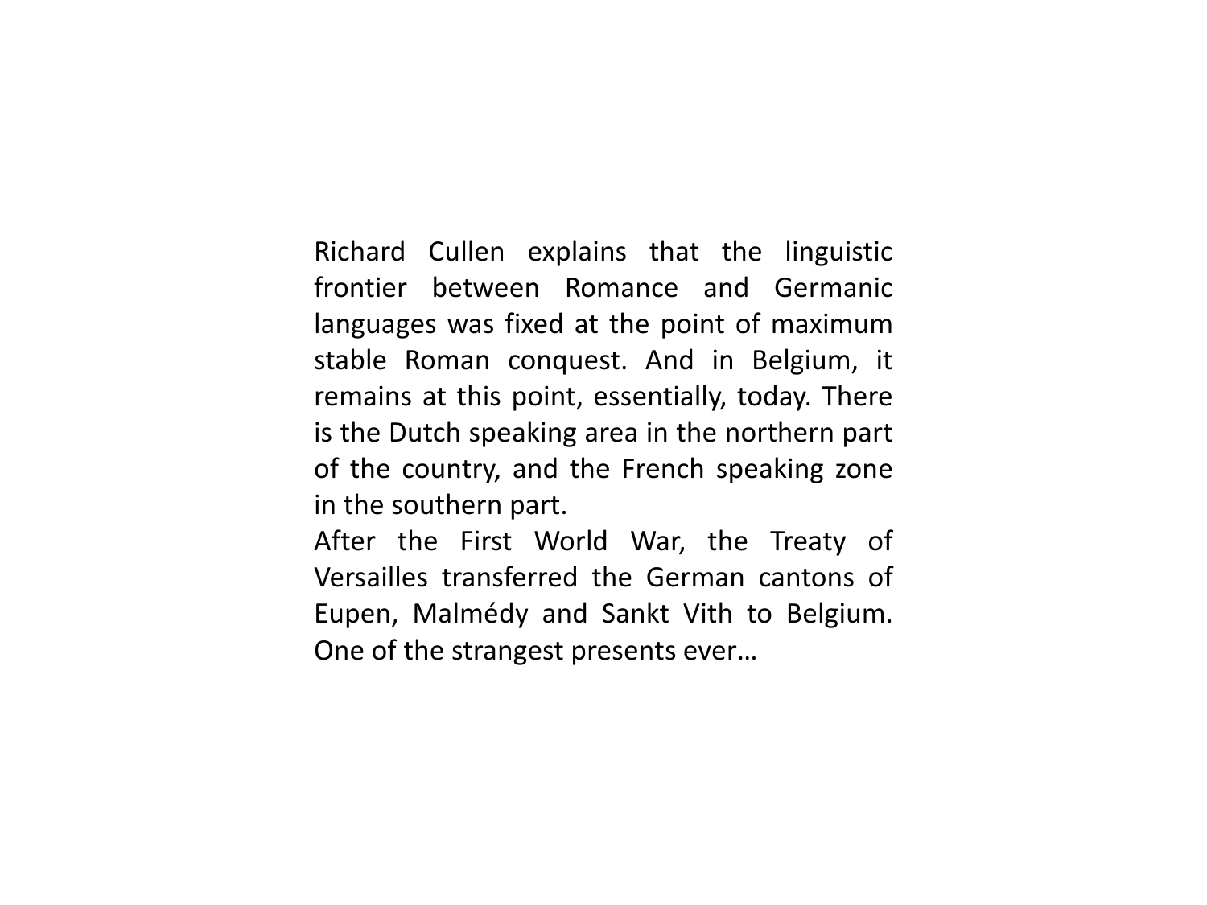Richard Cullen explains that the linguistic frontier between Romance and Germanic languages was fixed at the point of maximum stable Roman conquest. And in Belgium, it remains at this point, essentially, today. There is the Dutch speaking area in the northern part of the country, and the French speaking zone in the southern part.

After the First World War, the Treaty of Versailles transferred the German cantons of Eupen, Malmédy and Sankt Vith to Belgium. One of the strangest presents ever…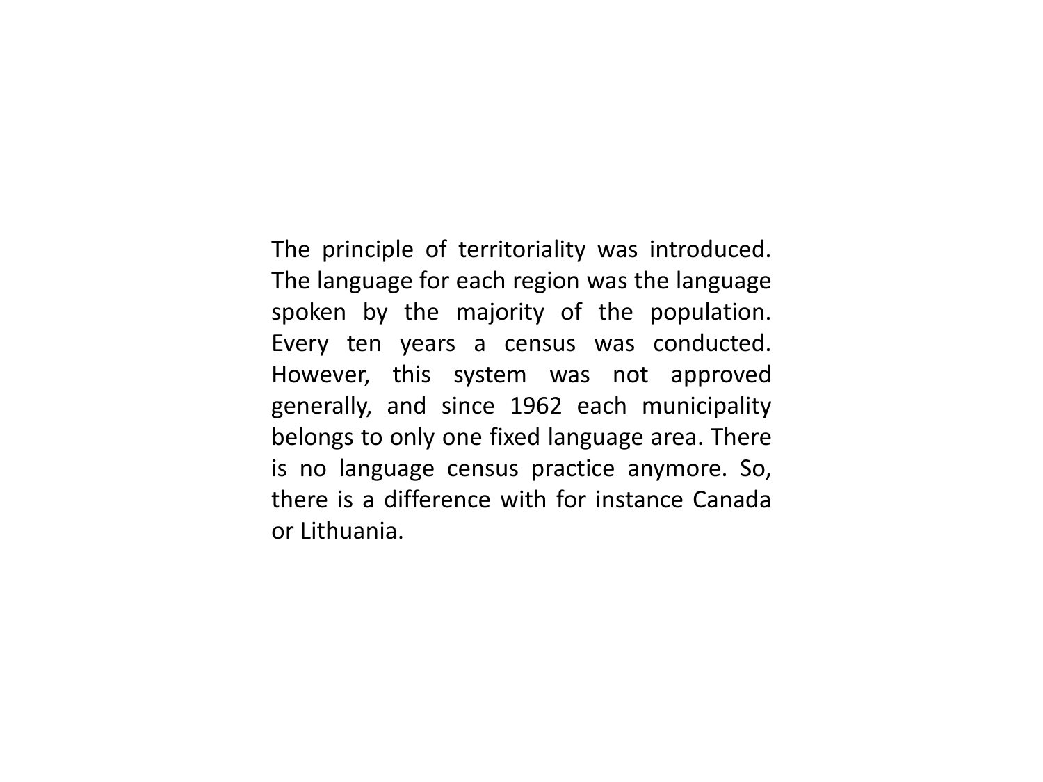The principle of territoriality was introduced. The language for each region was the language spoken by the majority of the population. Every ten years a census was conducted. However, this system was not approved generally, and since 1962 each municipality belongs to only one fixed language area. There is no language census practice anymore. So, there is a difference with for instance Canada or Lithuania.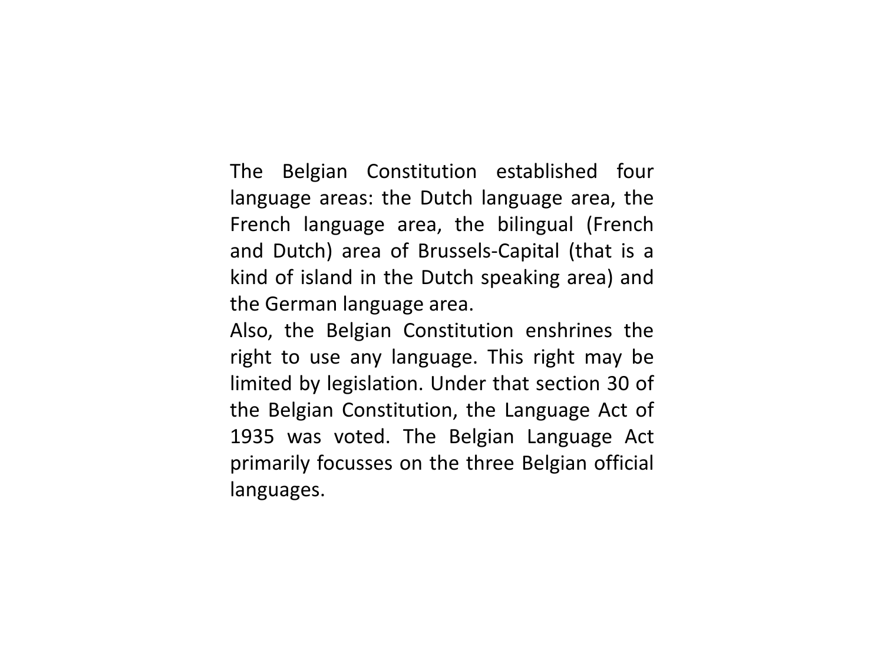The Belgian Constitution established four language areas: the Dutch language area, the French language area, the bilingual (French and Dutch) area of Brussels-Capital (that is a kind of island in the Dutch speaking area) and the German language area.

Also, the Belgian Constitution enshrines the right to use any language. This right may be limited by legislation. Under that section 30 of the Belgian Constitution, the Language Act of 1935 was voted. The Belgian Language Act primarily focusses on the three Belgian official languages.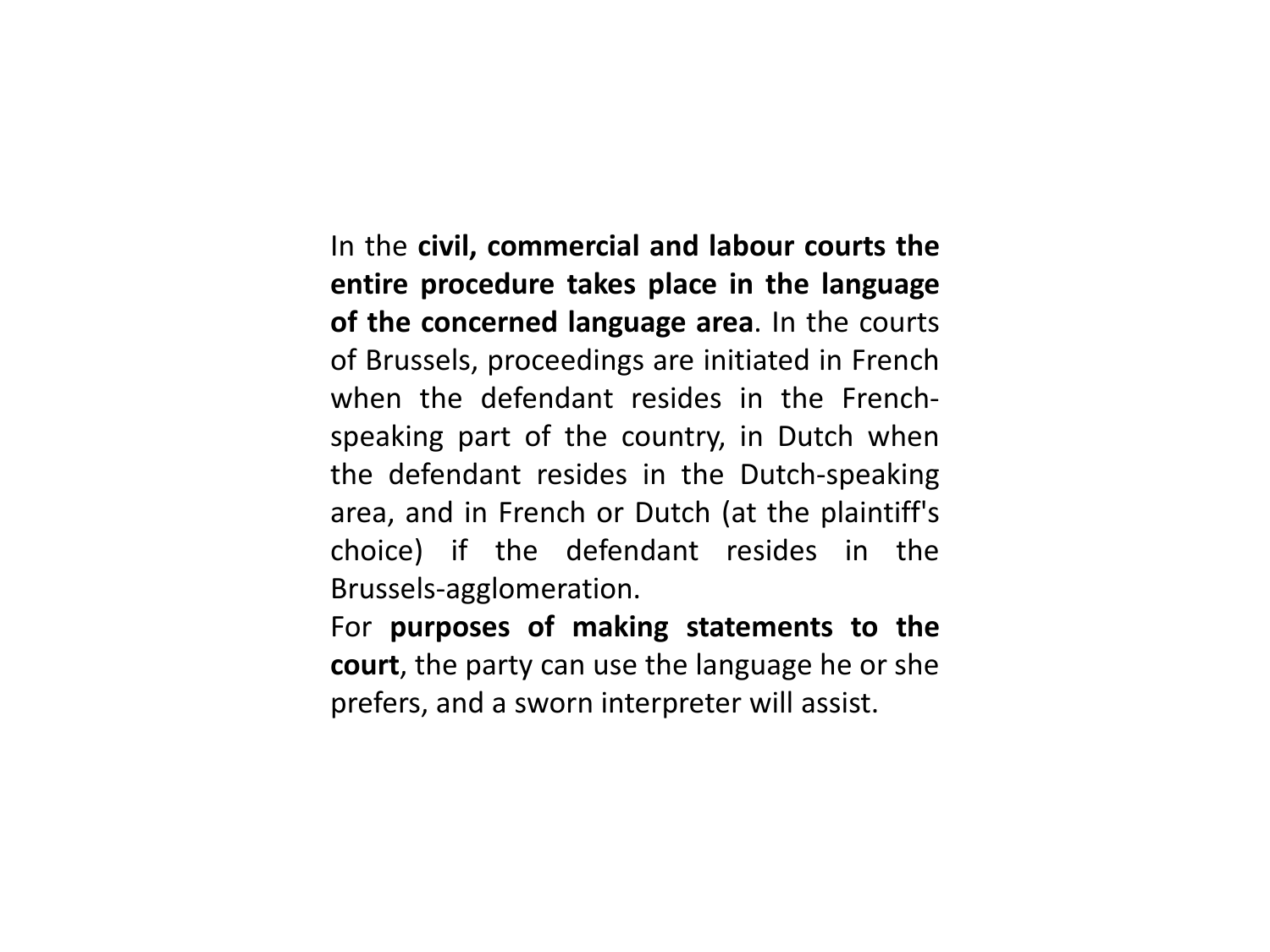In the **civil, commercial and labour courts the entire procedure takes place in the language of the concerned language area**. In the courts of Brussels, proceedings are initiated in French when the defendant resides in the French-speaking part of the country, in Dutch when the defendant resides in the Dutch-speaking area, and in French or Dutch (at the plaintiff's choice) if the defendant resides in the Brussels-agglomeration.

For **purposes of making statements to the court**, the party can use the language he or she prefers, and a sworn interpreter will assist.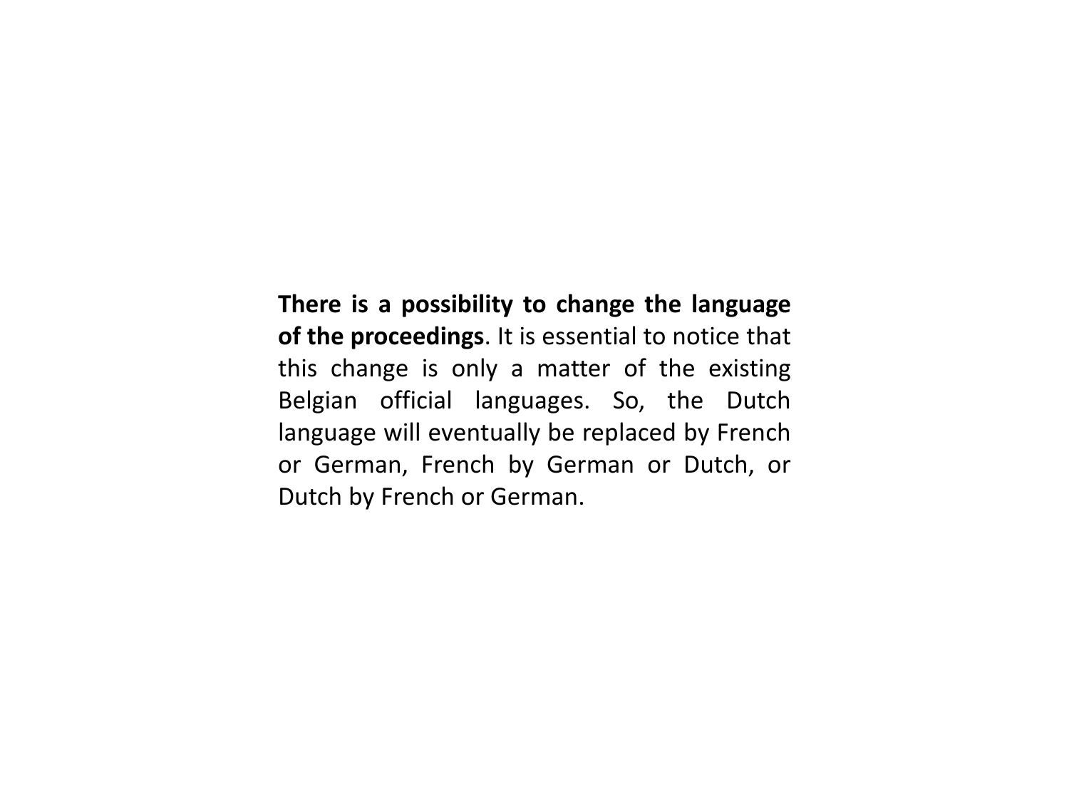**There is a possibility to change the language of the proceedings**. It is essential to notice that this change is only a matter of the existing Belgian official languages. So, the Dutch language will eventually be replaced by French or German, French by German or Dutch, or Dutch by French or German.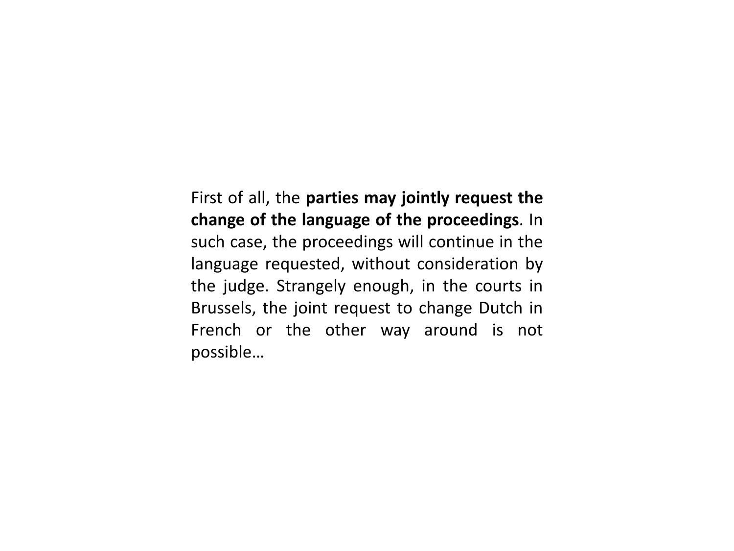First of all, the **parties may jointly request the change of the language of the proceedings**. In such case, the proceedings will continue in the language requested, without consideration by the judge. Strangely enough, in the courts in Brussels, the joint request to change Dutch in French or the other way around is not possible…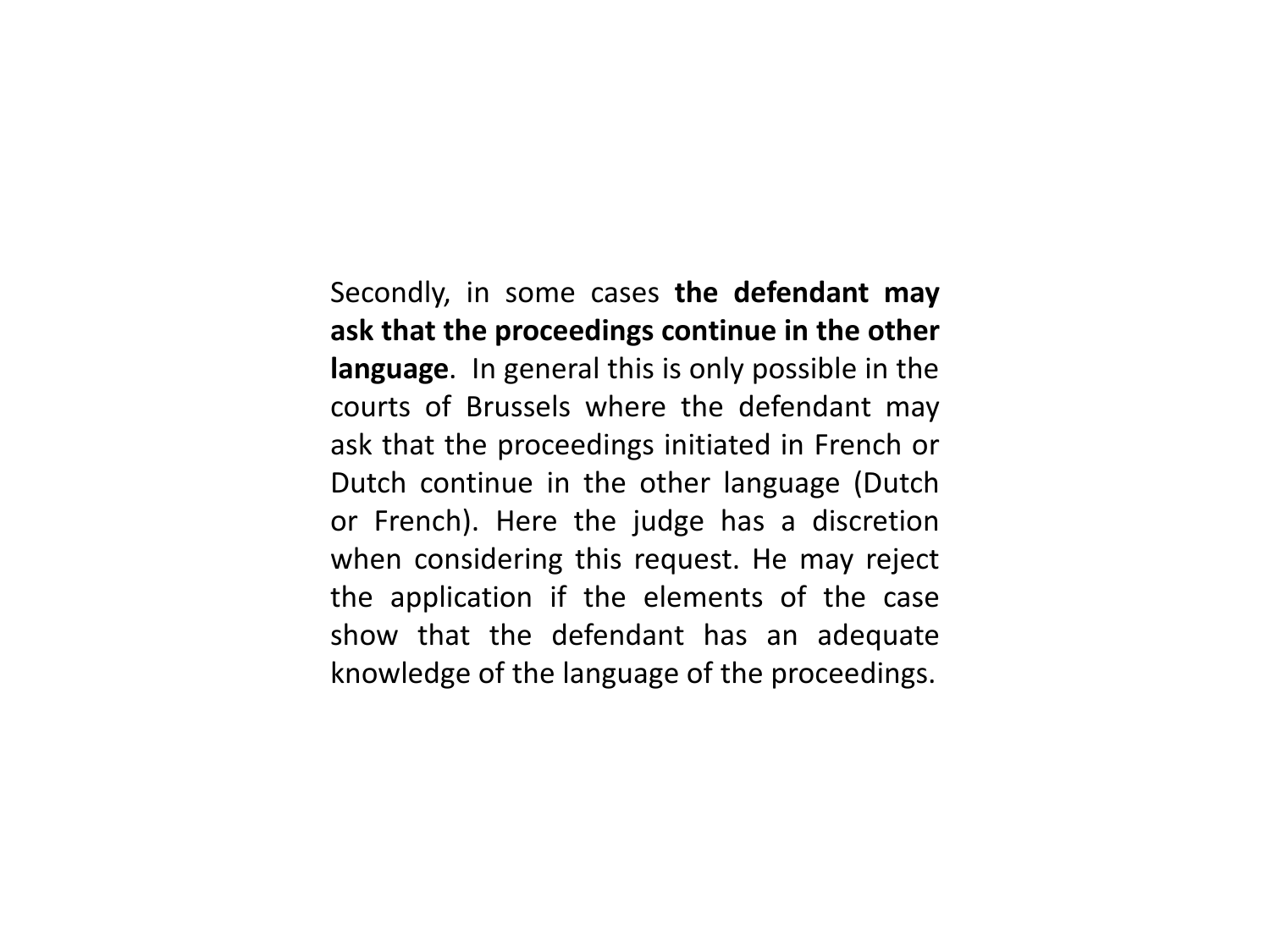Secondly, in some cases **the defendant may ask that the proceedings continue in the other language**. In general this is only possible in the courts of Brussels where the defendant may ask that the proceedings initiated in French or Dutch continue in the other language (Dutch or French). Here the judge has a discretion when considering this request. He may reject the application if the elements of the case show that the defendant has an adequate knowledge of the language of the proceedings.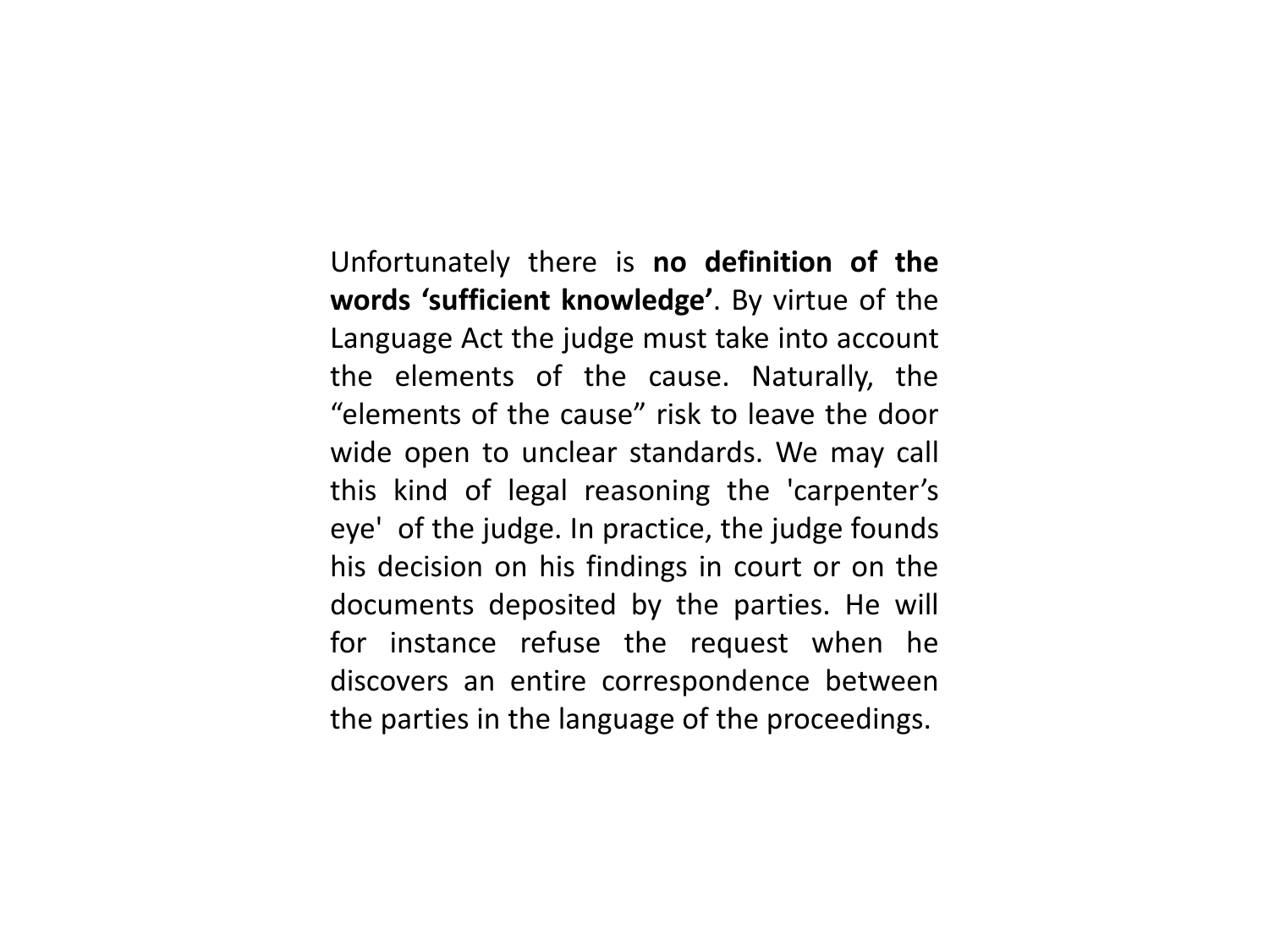Unfortunately there is **no definition of the words 'sufficient knowledge'**. By virtue of the Language Act the judge must take into account the elements of the cause. Naturally, the "elements of the cause" risk to leave the door wide open to unclear standards. We may call this kind of legal reasoning the 'carpenter's eye' of the judge. In practice, the judge founds his decision on his findings in court or on the documents deposited by the parties. He will for instance refuse the request when he discovers an entire correspondence between the parties in the language of the proceedings.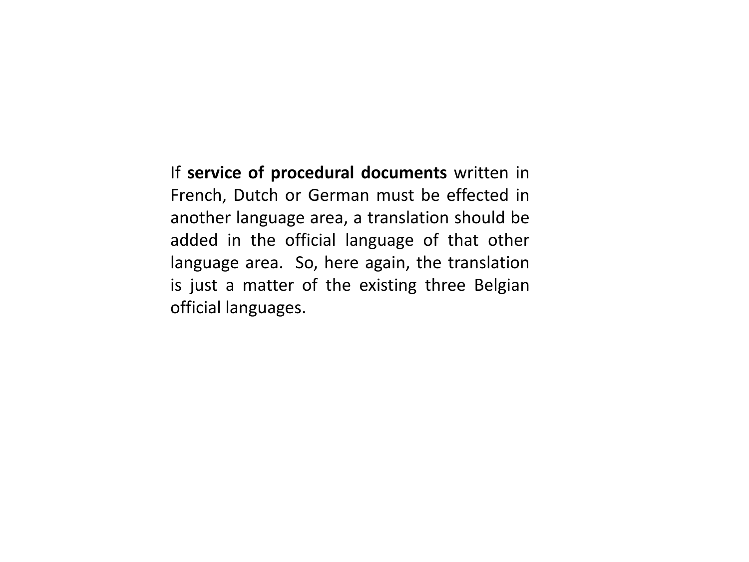If **service of procedural documents** written in French, Dutch or German must be effected in another language area, a translation should be added in the official language of that other language area. So, here again, the translation is just a matter of the existing three Belgian official languages.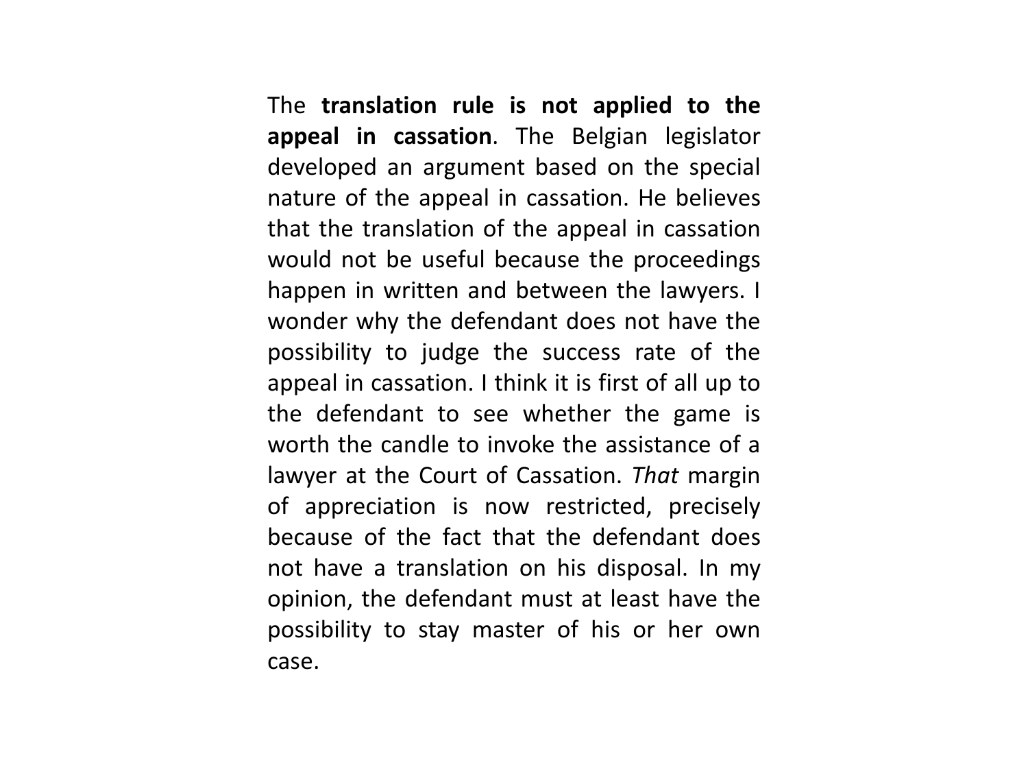The **translation rule is not applied to the appeal in cassation**. The Belgian legislator developed an argument based on the special nature of the appeal in cassation. He believes that the translation of the appeal in cassation would not be useful because the proceedings happen in written and between the lawyers. I wonder why the defendant does not have the possibility to judge the success rate of the appeal in cassation. I think it is first of all up to the defendant to see whether the game is worth the candle to invoke the assistance of a lawyer at the Court of Cassation. *That* margin of appreciation is now restricted, precisely because of the fact that the defendant does not have a translation on his disposal. In my opinion, the defendant must at least have the possibility to stay master of his or her own case.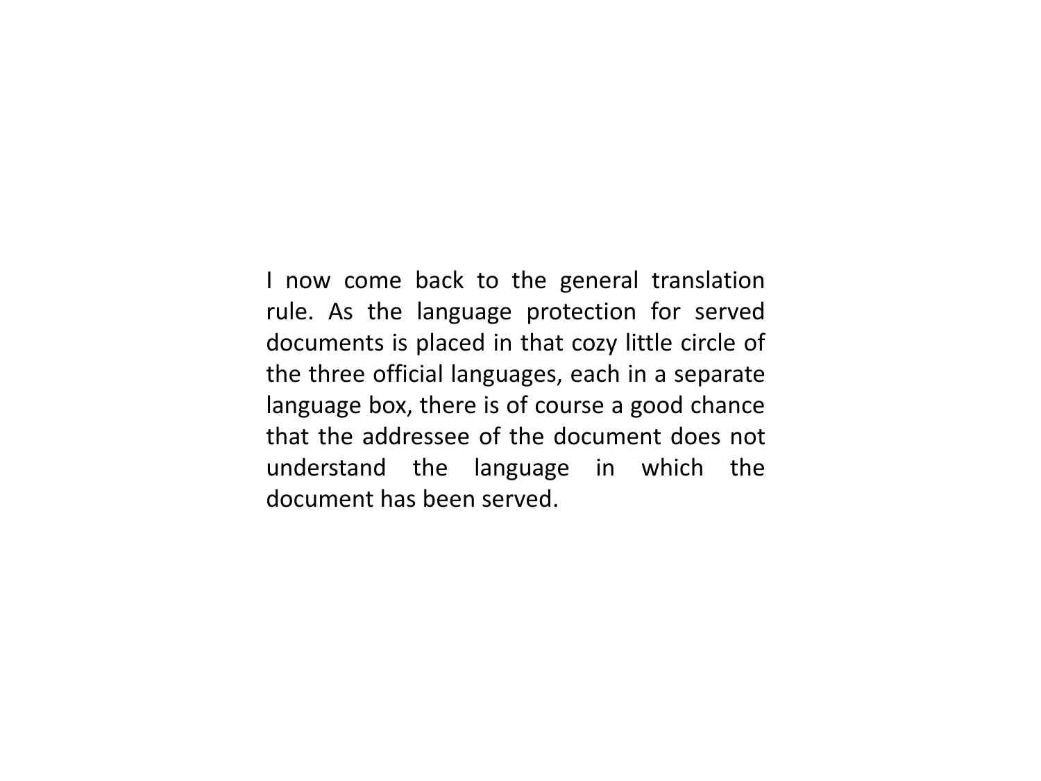I now come back to the general translation rule. As the language protection for served documents is placed in that cozy little circle of the three official languages, each in a separate language box, there is of course a good chance that the addressee of the document does not understand the language in which the document has been served.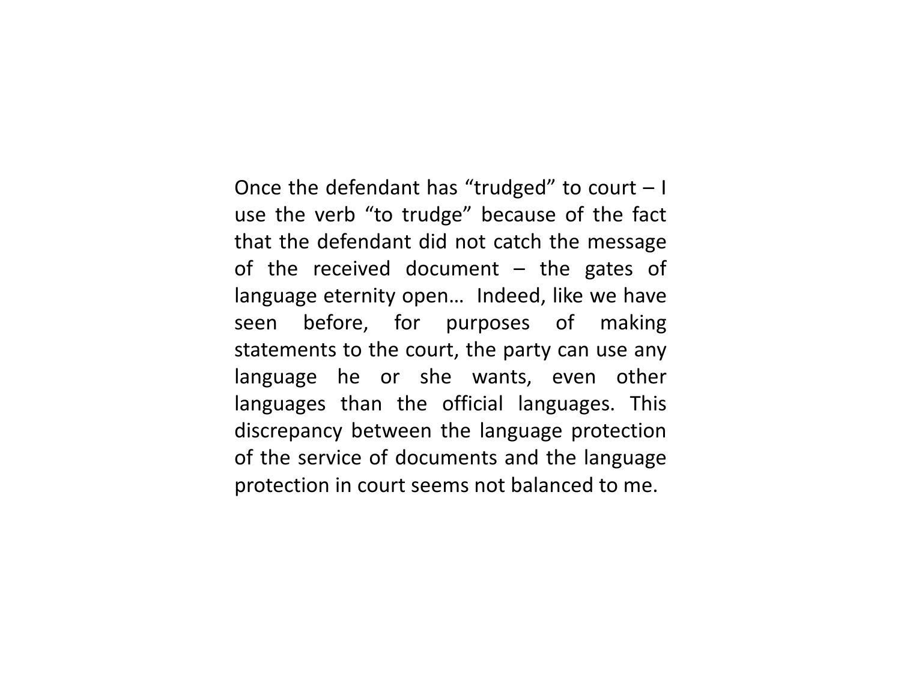Once the defendant has “trudged” to court – I use the verb “to trudge” because of the fact that the defendant did not catch the message of the received document – the gates of language eternity open… Indeed, like we have seen before, for purposes of making statements to the court, the party can use any language he or she wants, even other languages than the official languages. This discrepancy between the language protection of the service of documents and the language protection in court seems not balanced to me.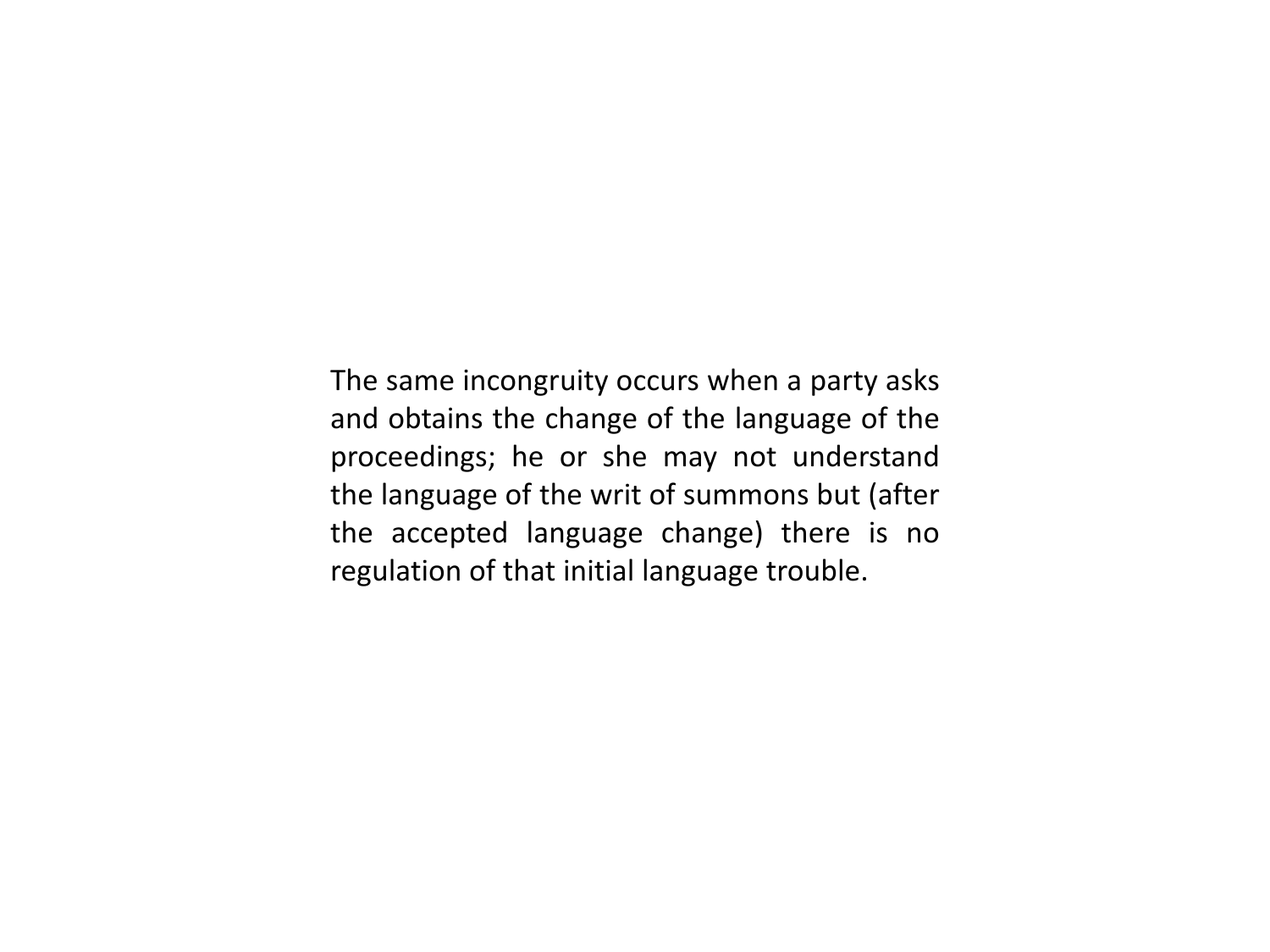The same incongruity occurs when a party asks and obtains the change of the language of the proceedings; he or she may not understand the language of the writ of summons but (after the accepted language change) there is no regulation of that initial language trouble.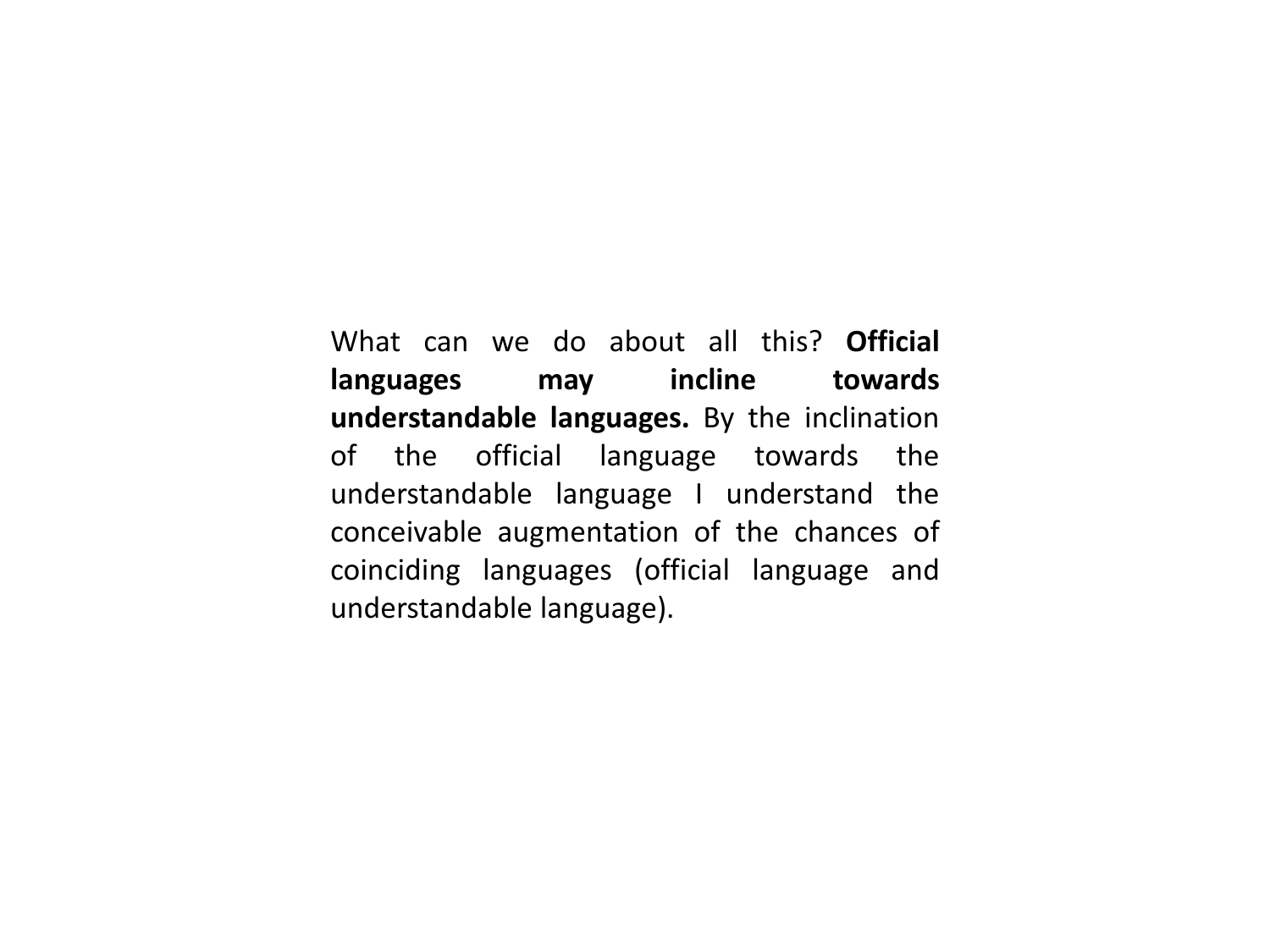What can we do about all this? **Official languages may incline towards understandable languages.** By the inclination of the official language towards the understandable language I understand the conceivable augmentation of the chances of coinciding languages (official language and understandable language).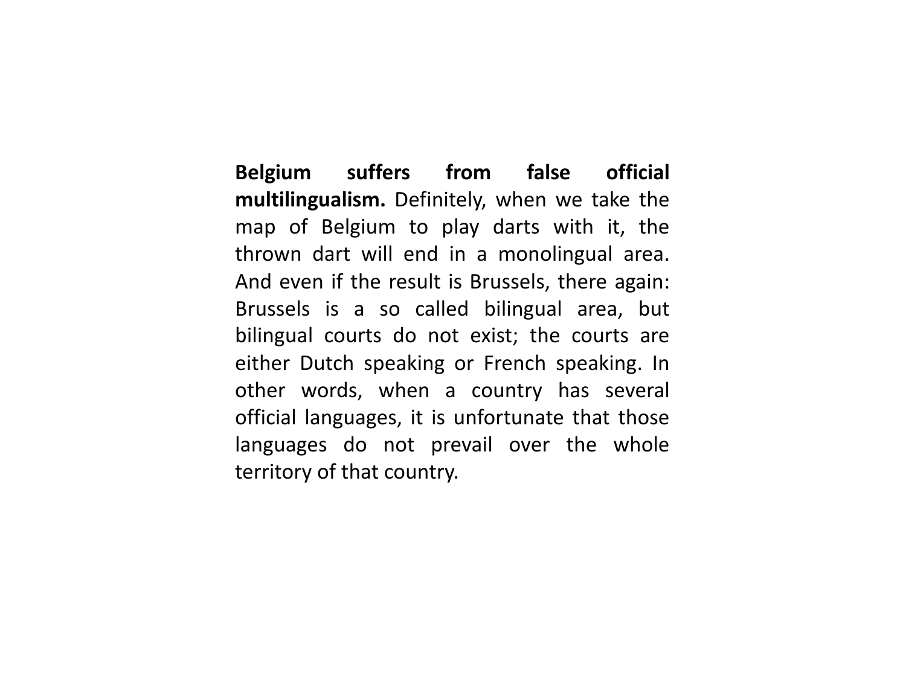**Belgium suffers from false official multilingualism.** Definitely, when we take the map of Belgium to play darts with it, the thrown dart will end in a monolingual area. And even if the result is Brussels, there again: Brussels is a so called bilingual area, but bilingual courts do not exist; the courts are either Dutch speaking or French speaking. In other words, when a country has several official languages, it is unfortunate that those languages do not prevail over the whole territory of that country.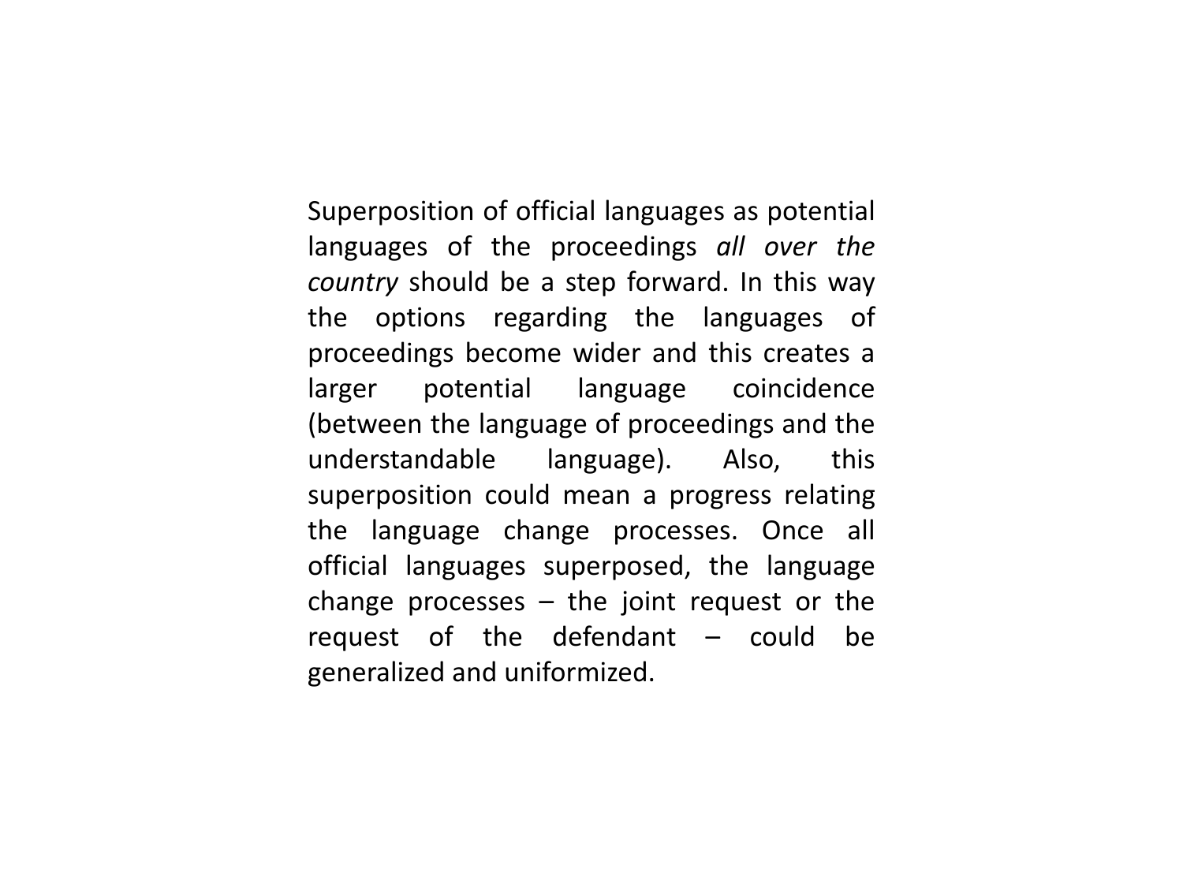Superposition of official languages as potential languages of the proceedings *all over the country* should be a step forward. In this way the options regarding the languages of proceedings become wider and this creates a larger potential language coincidence (between the language of proceedings and the understandable language). Also, this superposition could mean a progress relating the language change processes. Once all official languages superposed, the language change processes – the joint request or the request of the defendant – could be generalized and uniformized.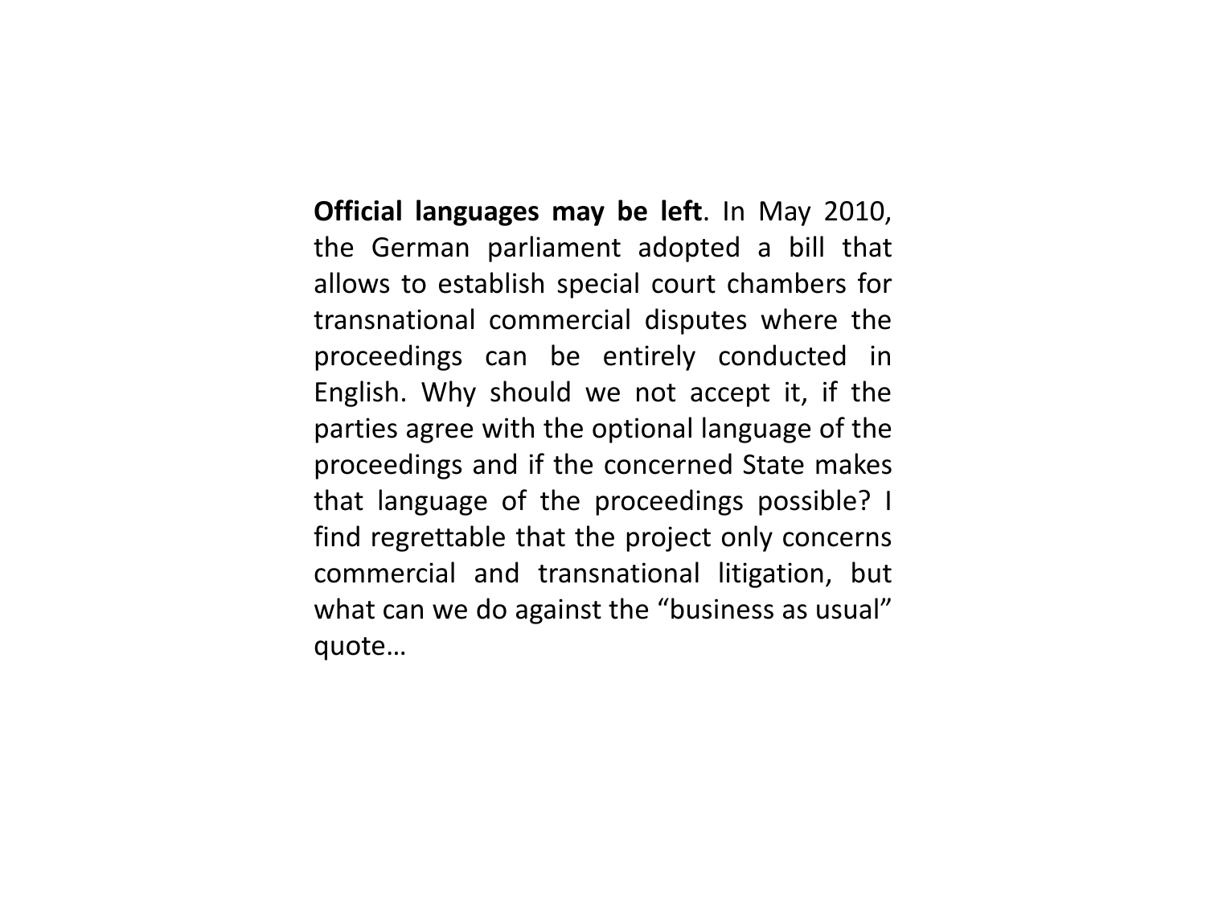**Official languages may be left**. In May 2010, the German parliament adopted a bill that allows to establish special court chambers for transnational commercial disputes where the proceedings can be entirely conducted in English. Why should we not accept it, if the parties agree with the optional language of the proceedings and if the concerned State makes that language of the proceedings possible? I find regrettable that the project only concerns commercial and transnational litigation, but what can we do against the “business as usual” quote…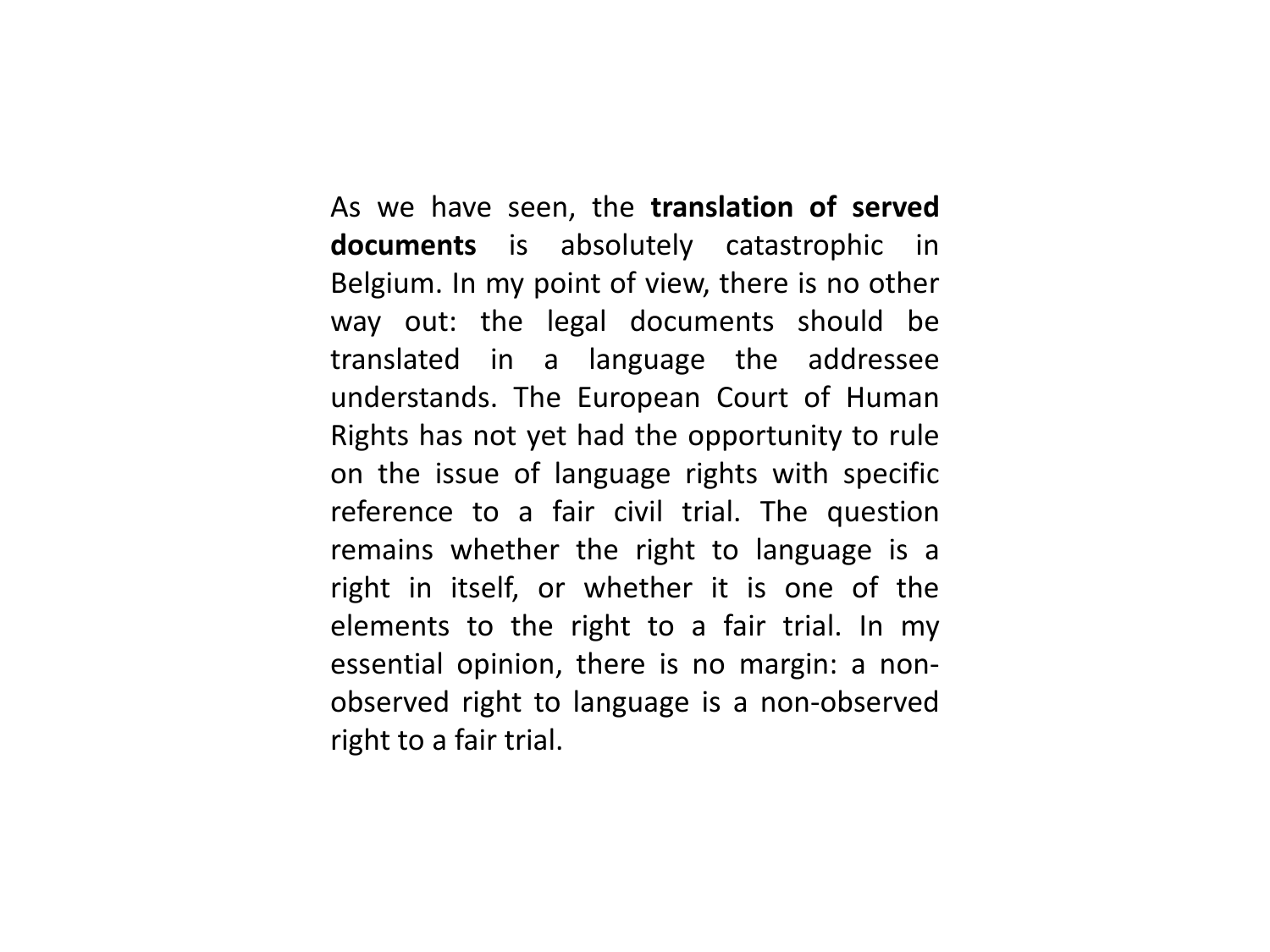As we have seen, the **translation of served documents** is absolutely catastrophic in Belgium. In my point of view, there is no other way out: the legal documents should be translated in a language the addressee understands. The European Court of Human Rights has not yet had the opportunity to rule on the issue of language rights with specific reference to a fair civil trial. The question remains whether the right to language is a right in itself, or whether it is one of the elements to the right to a fair trial. In my essential opinion, there is no margin: a non-observed right to language is a non-observed right to a fair trial.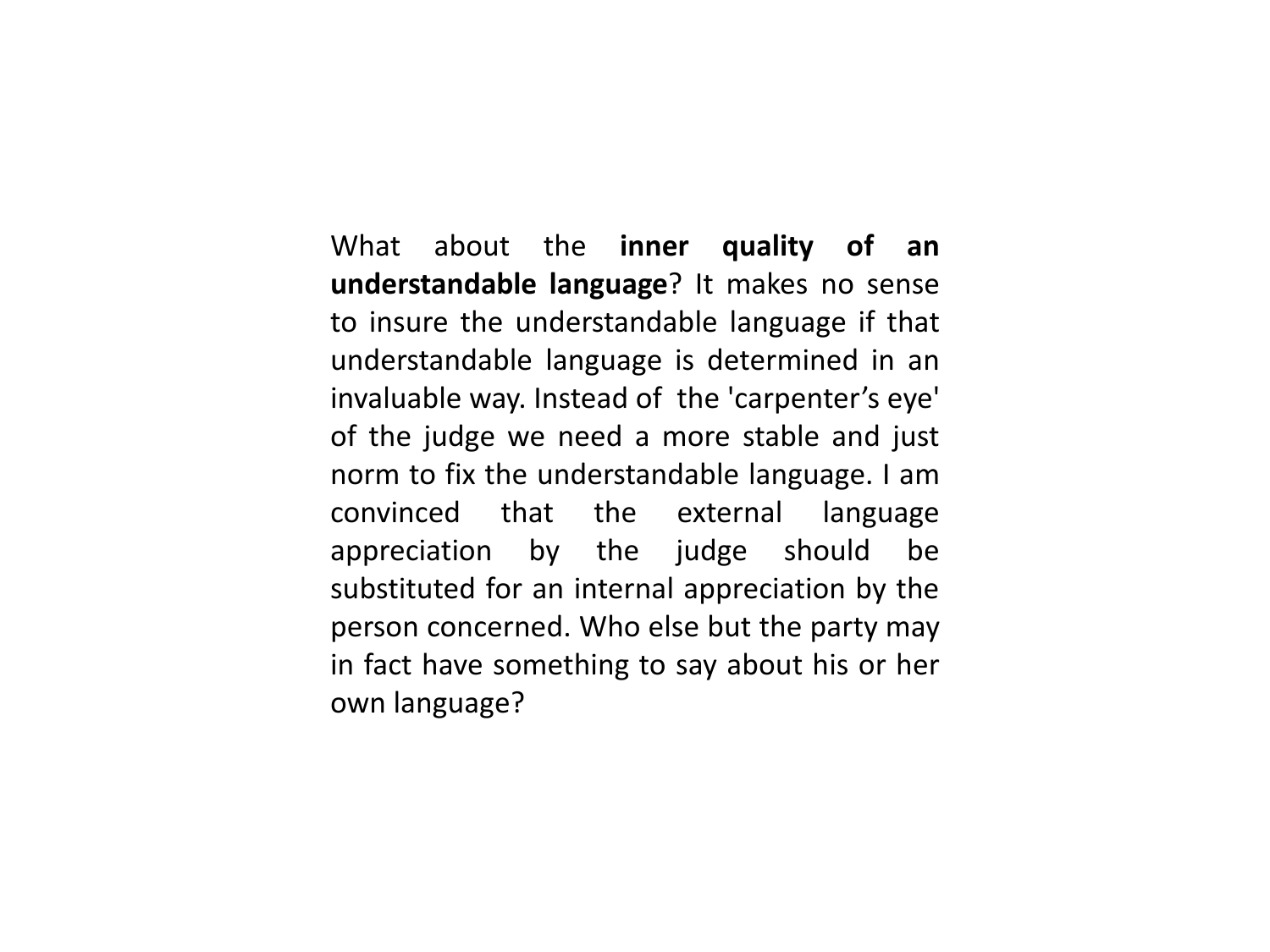What about the **inner quality of an understandable language**? It makes no sense to insure the understandable language if that understandable language is determined in an invaluable way. Instead of the 'carpenter's eye' of the judge we need a more stable and just norm to fix the understandable language. I am convinced that the external language appreciation by the judge should be substituted for an internal appreciation by the person concerned. Who else but the party may in fact have something to say about his or her own language?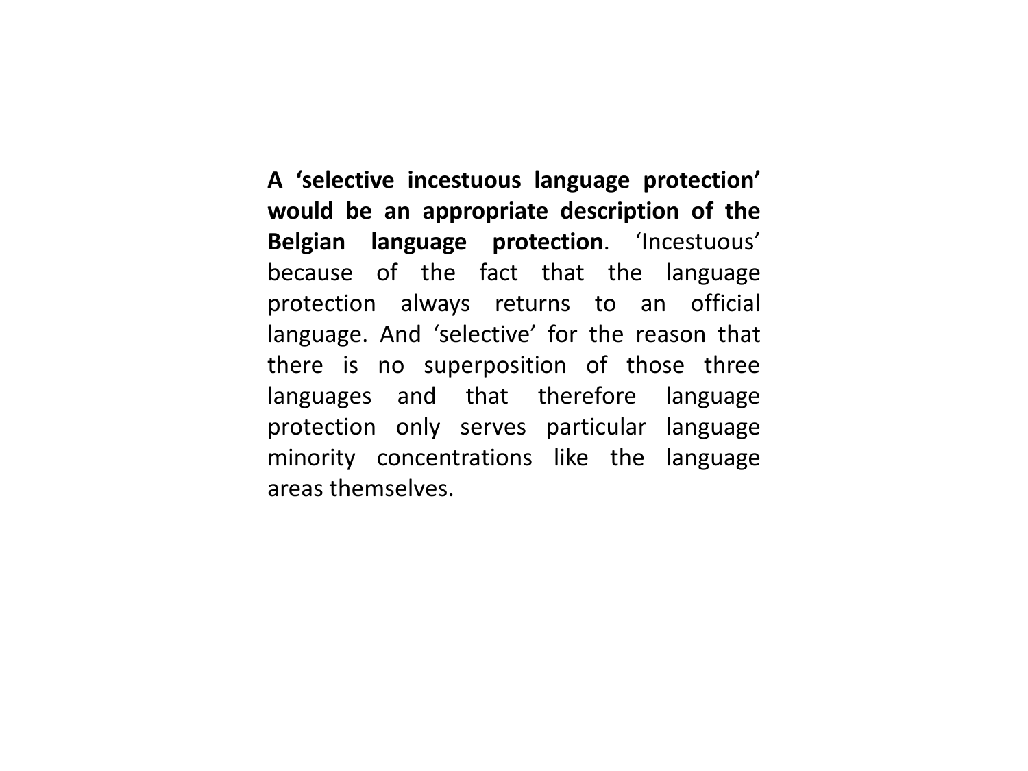**A ‘selective incestuous language protection’ would be an appropriate description of the Belgian language protection**. ‘Incestuous’ because of the fact that the language protection always returns to an official language. And ‘selective’ for the reason that there is no superposition of those three languages and that therefore language protection only serves particular language minority concentrations like the language areas themselves.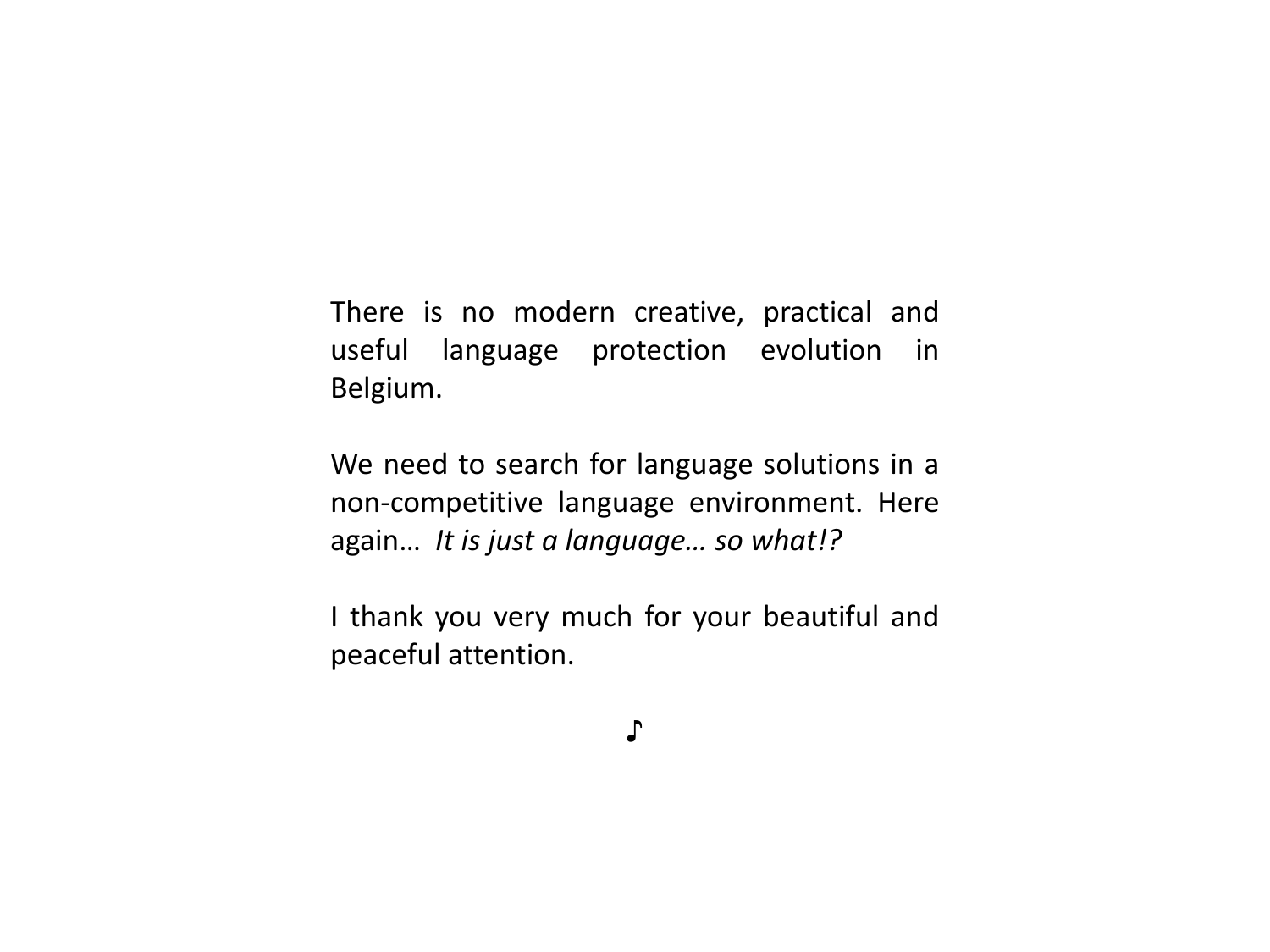There is no modern creative, practical and useful language protection evolution in Belgium.

We need to search for language solutions in a non-competitive language environment. Here again… *It is just a language… so what!?*

I thank you very much for your beautiful and peaceful attention.

♪